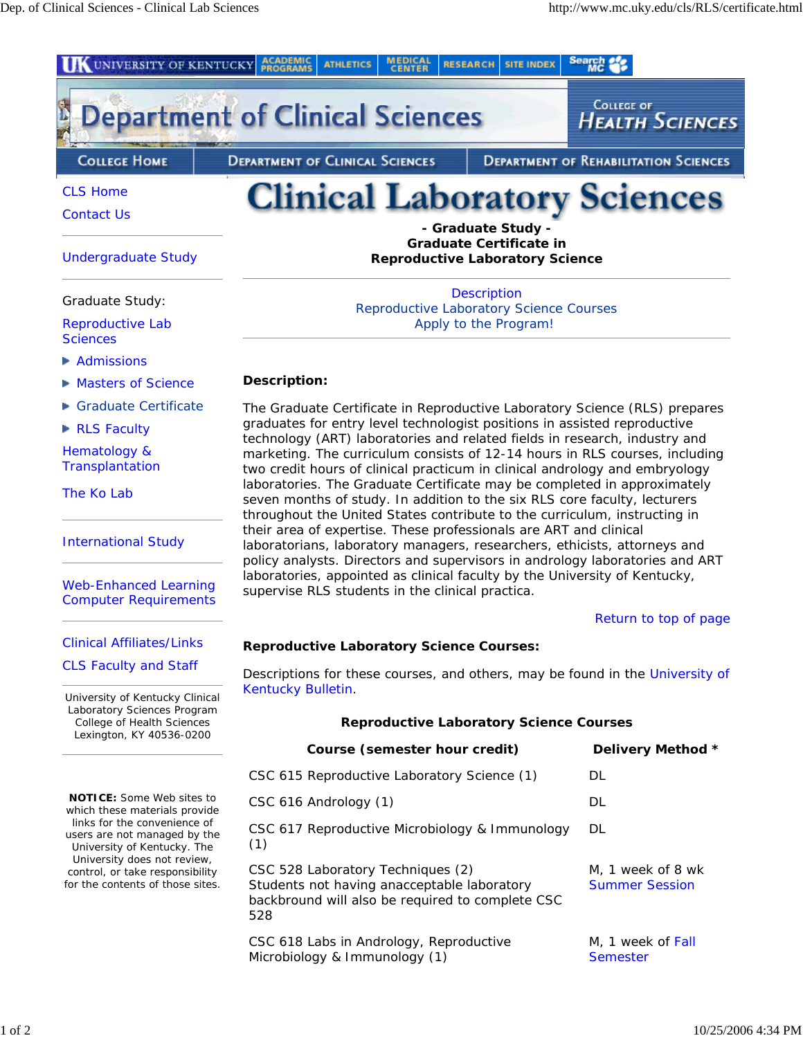Dep. of Clinical Sciences - Clinical Lab Sciences

UK UNIVERSITY OF KENTUCKY | ACADEMIC PROGRAMS | ATHLETICS | MEDICAL CENTER | RESEARCH | SITE INDEX | Search MC

# Department of Clinical Sciences

College of Health Sciences

College Home | Department of Clinical Sciences | Department of Rehabilitation Sciences

CLS Home
Contact Us

Undergraduate Study

Graduate Study:

Reproductive Lab Sciences

- Admissions
- Masters of Science
- Graduate Certificate
- RLS Faculty

Hematology & Transplantation

The Ko Lab

International Study

Web-Enhanced Learning Computer Requirements

Clinical Affiliates/Links
CLS Faculty and Staff

University of Kentucky Clinical Laboratory Sciences Program
College of Health Sciences
Lexington, KY 40536-0200

**NOTICE:** Some Web sites to which these materials provide links for the convenience of users are not managed by the University of Kentucky. The University does not review, control, or take responsibility for the contents of those sites.

# Clinical Laboratory Sciences

**- Graduate Study -**
**Graduate Certificate in**
**Reproductive Laboratory Science**

Description
Reproductive Laboratory Science Courses
Apply to the Program!

**Description:**

The Graduate Certificate in Reproductive Laboratory Science (RLS) prepares graduates for entry level technologist positions in assisted reproductive technology (ART) laboratories and related fields in research, industry and marketing. The curriculum consists of 12-14 hours in RLS courses, including two credit hours of clinical practicum in clinical andrology and embryology laboratories. The Graduate Certificate may be completed in approximately seven months of study. In addition to the six RLS core faculty, lecturers throughout the United States contribute to the curriculum, instructing in their area of expertise. These professionals are ART and clinical laboratorians, laboratory managers, researchers, ethicists, attorneys and policy analysts. Directors and supervisors in andrology laboratories and ART laboratories, appointed as clinical faculty by the University of Kentucky, supervise RLS students in the clinical practica.

Return to top of page

**Reproductive Laboratory Science Courses:**

Descriptions for these courses, and others, may be found in the University of Kentucky Bulletin.

**Reproductive Laboratory Science Courses**

| Course (semester hour credit) | Delivery Method * |
|---|---|
| CSC 615 Reproductive Laboratory Science (1) | DL |
| CSC 616 Andrology (1) | DL |
| CSC 617 Reproductive Microbiology & Immunology (1) | DL |
| CSC 528 Laboratory Techniques (2) Students not having anacceptable laboratory backbround will also be required to complete CSC 528 | M, 1 week of 8 wk Summer Session |
| CSC 618 Labs in Andrology, Reproductive Microbiology & Immunology (1) | M, 1 week of Fall Semester |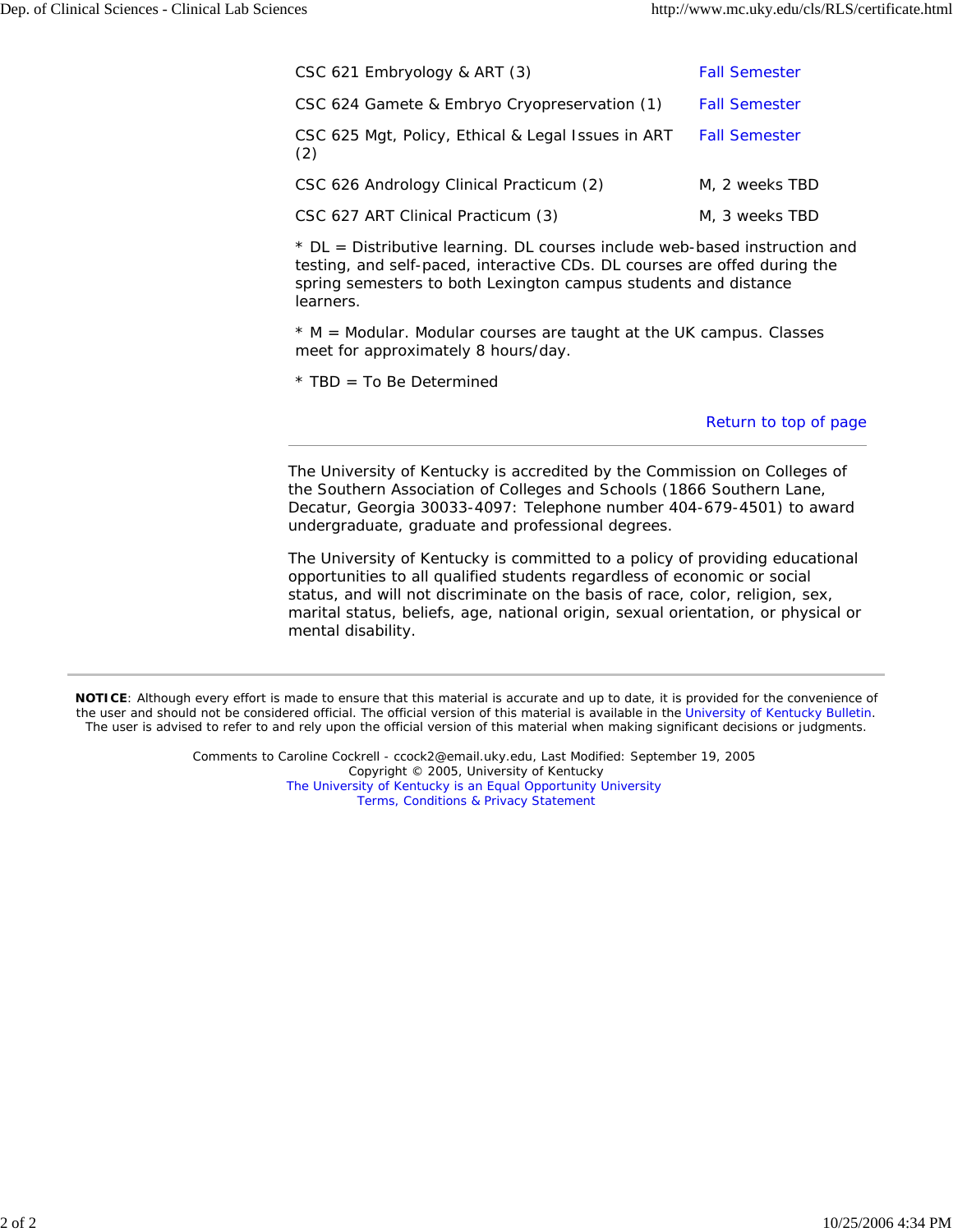| | |
|---|---|
| CSC 621 Embryology & ART (3) | Fall Semester |
| CSC 624 Gamete & Embryo Cryopreservation (1) | Fall Semester |
| CSC 625 Mgt, Policy, Ethical & Legal Issues in ART (2) | Fall Semester |
| CSC 626 Andrology Clinical Practicum (2) | M, 2 weeks TBD |
| CSC 627 ART Clinical Practicum (3) | M, 3 weeks TBD |

* DL = Distributive learning. DL courses include web-based instruction and testing, and self-paced, interactive CDs. DL courses are offed during the spring semesters to both Lexington campus students and distance learners.

* M = Modular. Modular courses are taught at the UK campus. Classes meet for approximately 8 hours/day.

* TBD = To Be Determined

Return to top of page

---

The University of Kentucky is accredited by the Commission on Colleges of the Southern Association of Colleges and Schools (1866 Southern Lane, Decatur, Georgia 30033-4097: Telephone number 404-679-4501) to award undergraduate, graduate and professional degrees.

The University of Kentucky is committed to a policy of providing educational opportunities to all qualified students regardless of economic or social status, and will not discriminate on the basis of race, color, religion, sex, marital status, beliefs, age, national origin, sexual orientation, or physical or mental disability.

---

**NOTICE**: Although every effort is made to ensure that this material is accurate and up to date, it is provided for the convenience of the user and should not be considered official. The official version of this material is available in the University of Kentucky Bulletin. The user is advised to refer to and rely upon the official version of this material when making significant decisions or judgments.

Comments to Caroline Cockrell - ccock2@email.uky.edu, Last Modified: September 19, 2005
Copyright © 2005, University of Kentucky
The University of Kentucky is an Equal Opportunity University
Terms, Conditions & Privacy Statement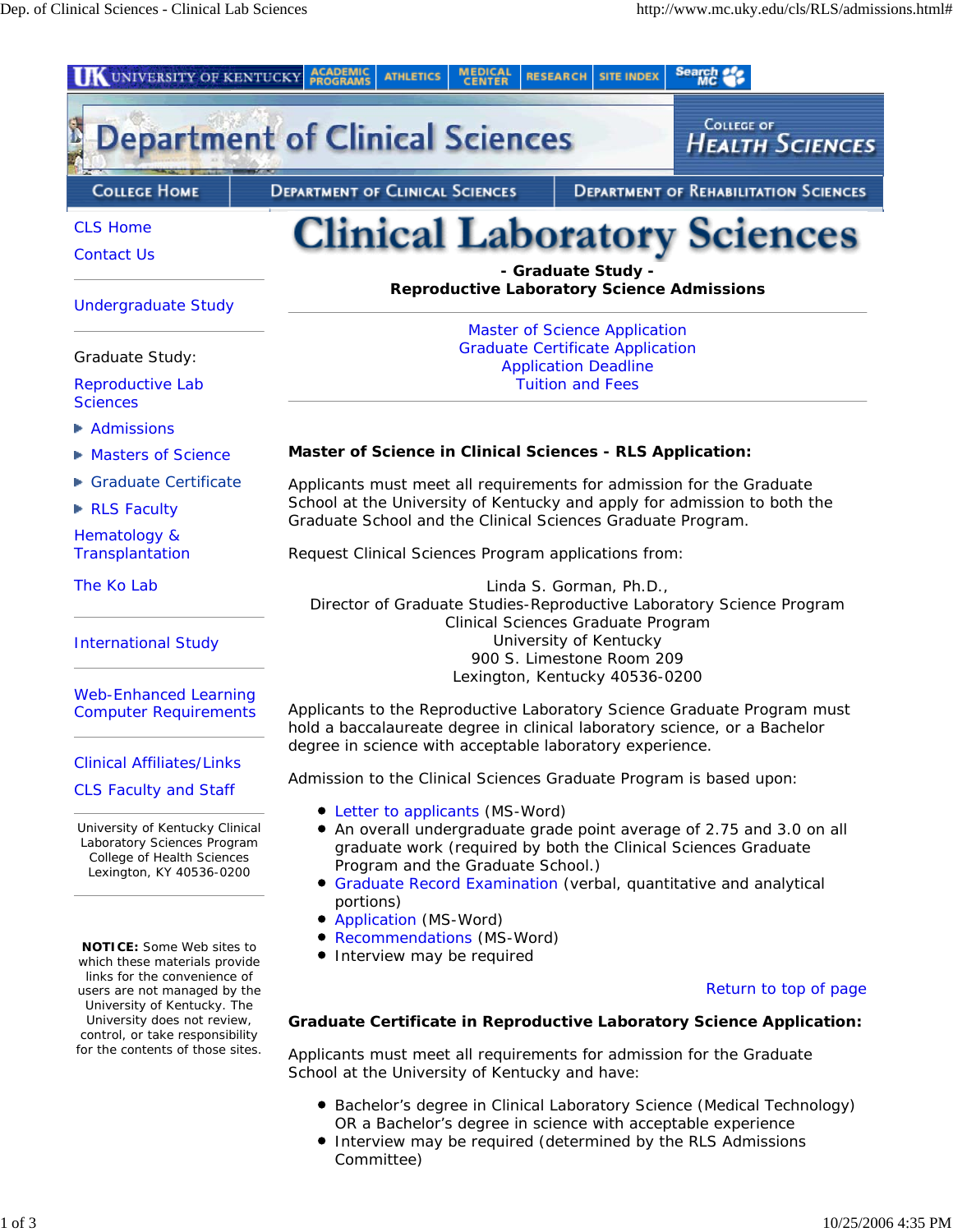CLS Home
Contact Us

Undergraduate Study

Graduate Study:

Reproductive Lab Sciences

- Admissions
- Masters of Science
- Graduate Certificate
- RLS Faculty

Hematology & Transplantation

The Ko Lab

International Study

Web-Enhanced Learning Computer Requirements

Clinical Affiliates/Links

CLS Faculty and Staff

University of Kentucky Clinical Laboratory Sciences Program
College of Health Sciences
Lexington, KY 40536-0200

**NOTICE:** Some Web sites to which these materials provide links for the convenience of users are not managed by the University of Kentucky. The University does not review, control, or take responsibility for the contents of those sites.

# Clinical Laboratory Sciences

**- Graduate Study -**
**Reproductive Laboratory Science Admissions**

Master of Science Application
Graduate Certificate Application
Application Deadline
Tuition and Fees

**Master of Science in Clinical Sciences - RLS Application:**

Applicants must meet all requirements for admission for the Graduate School at the University of Kentucky and apply for admission to both the Graduate School and the Clinical Sciences Graduate Program.

Request Clinical Sciences Program applications from:

Linda S. Gorman, Ph.D.,
Director of Graduate Studies-Reproductive Laboratory Science Program
Clinical Sciences Graduate Program
University of Kentucky
900 S. Limestone Room 209
Lexington, Kentucky 40536-0200

Applicants to the Reproductive Laboratory Science Graduate Program must hold a baccalaureate degree in clinical laboratory science, or a Bachelor degree in science with acceptable laboratory experience.

Admission to the Clinical Sciences Graduate Program is based upon:

- Letter to applicants (MS-Word)
- An overall undergraduate grade point average of 2.75 and 3.0 on all graduate work (required by both the Clinical Sciences Graduate Program and the Graduate School.)
- Graduate Record Examination (verbal, quantitative and analytical portions)
- Application (MS-Word)
- Recommendations (MS-Word)
- Interview may be required

Return to top of page

**Graduate Certificate in Reproductive Laboratory Science Application:**

Applicants must meet all requirements for admission for the Graduate School at the University of Kentucky and have:

- Bachelor's degree in Clinical Laboratory Science (Medical Technology) OR a Bachelor's degree in science with acceptable experience
- Interview may be required (determined by the RLS Admissions Committee)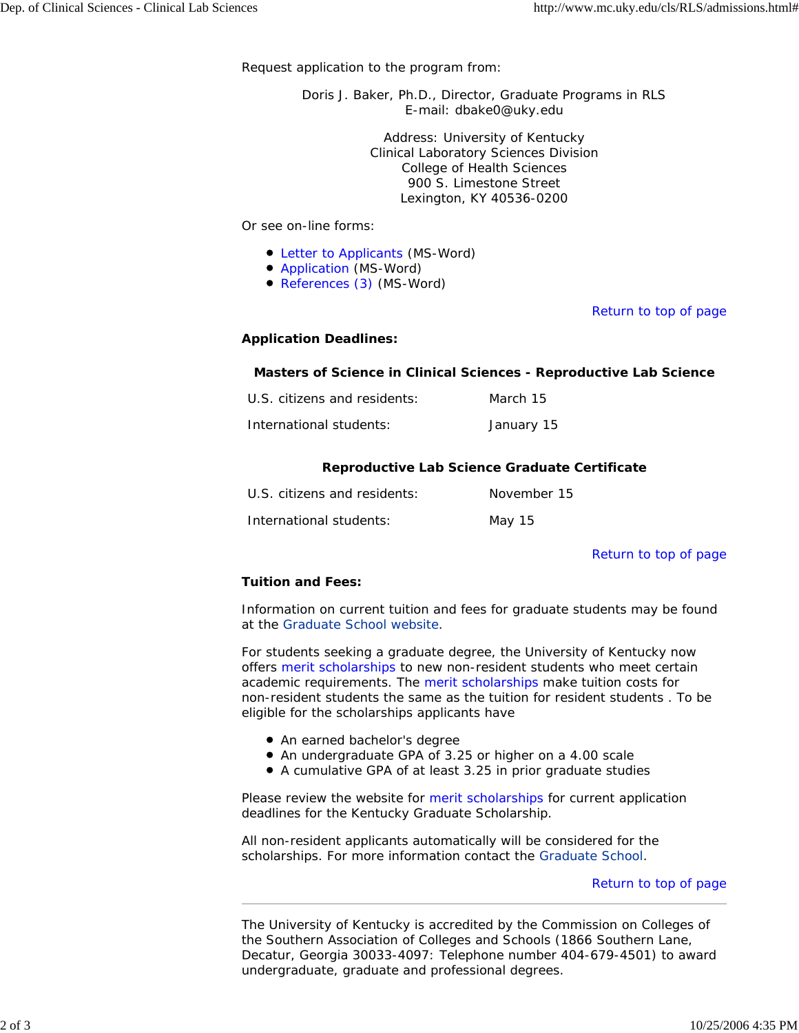Request application to the program from:

Doris J. Baker, Ph.D., Director, Graduate Programs in RLS
E-mail: dbake0@uky.edu

Address: University of Kentucky
Clinical Laboratory Sciences Division
College of Health Sciences
900 S. Limestone Street
Lexington, KY 40536-0200

Or see on-line forms:

- Letter to Applicants (MS-Word)
- Application (MS-Word)
- References (3) (MS-Word)

Return to top of page

**Application Deadlines:**

**Masters of Science in Clinical Sciences - Reproductive Lab Science**

| | |
|---|---|
| U.S. citizens and residents: | March 15 |
| International students: | January 15 |

**Reproductive Lab Science Graduate Certificate**

| | |
|---|---|
| U.S. citizens and residents: | November 15 |
| International students: | May 15 |

Return to top of page

**Tuition and Fees:**

Information on current tuition and fees for graduate students may be found at the Graduate School website.

For students seeking a graduate degree, the University of Kentucky now offers merit scholarships to new non-resident students who meet certain academic requirements. The merit scholarships make tuition costs for non-resident students the same as the tuition for resident students . To be eligible for the scholarships applicants have

- An earned bachelor's degree
- An undergraduate GPA of 3.25 or higher on a 4.00 scale
- A cumulative GPA of at least 3.25 in prior graduate studies

Please review the website for merit scholarships for current application deadlines for the Kentucky Graduate Scholarship.

All non-resident applicants automatically will be considered for the scholarships. For more information contact the Graduate School.

Return to top of page

---

The University of Kentucky is accredited by the Commission on Colleges of the Southern Association of Colleges and Schools (1866 Southern Lane, Decatur, Georgia 30033-4097: Telephone number 404-679-4501) to award undergraduate, graduate and professional degrees.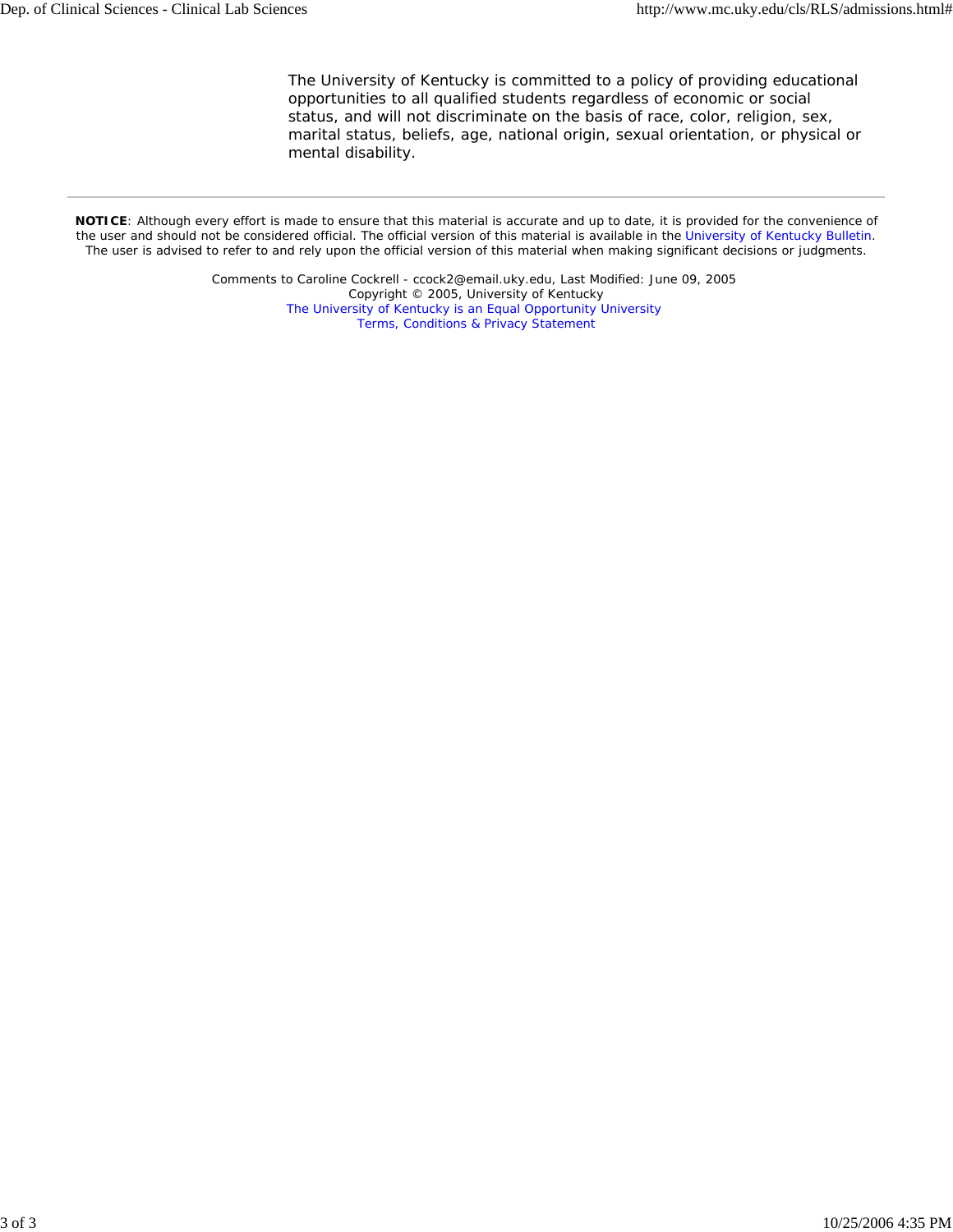The University of Kentucky is committed to a policy of providing educational opportunities to all qualified students regardless of economic or social status, and will not discriminate on the basis of race, color, religion, sex, marital status, beliefs, age, national origin, sexual orientation, or physical or mental disability.

---

**NOTICE**: Although every effort is made to ensure that this material is accurate and up to date, it is provided for the convenience of the user and should not be considered official. The official version of this material is available in the University of Kentucky Bulletin. The user is advised to refer to and rely upon the official version of this material when making significant decisions or judgments.

Comments to Caroline Cockrell - ccock2@email.uky.edu, Last Modified: June 09, 2005
Copyright © 2005, University of Kentucky
The University of Kentucky is an Equal Opportunity University
Terms, Conditions & Privacy Statement